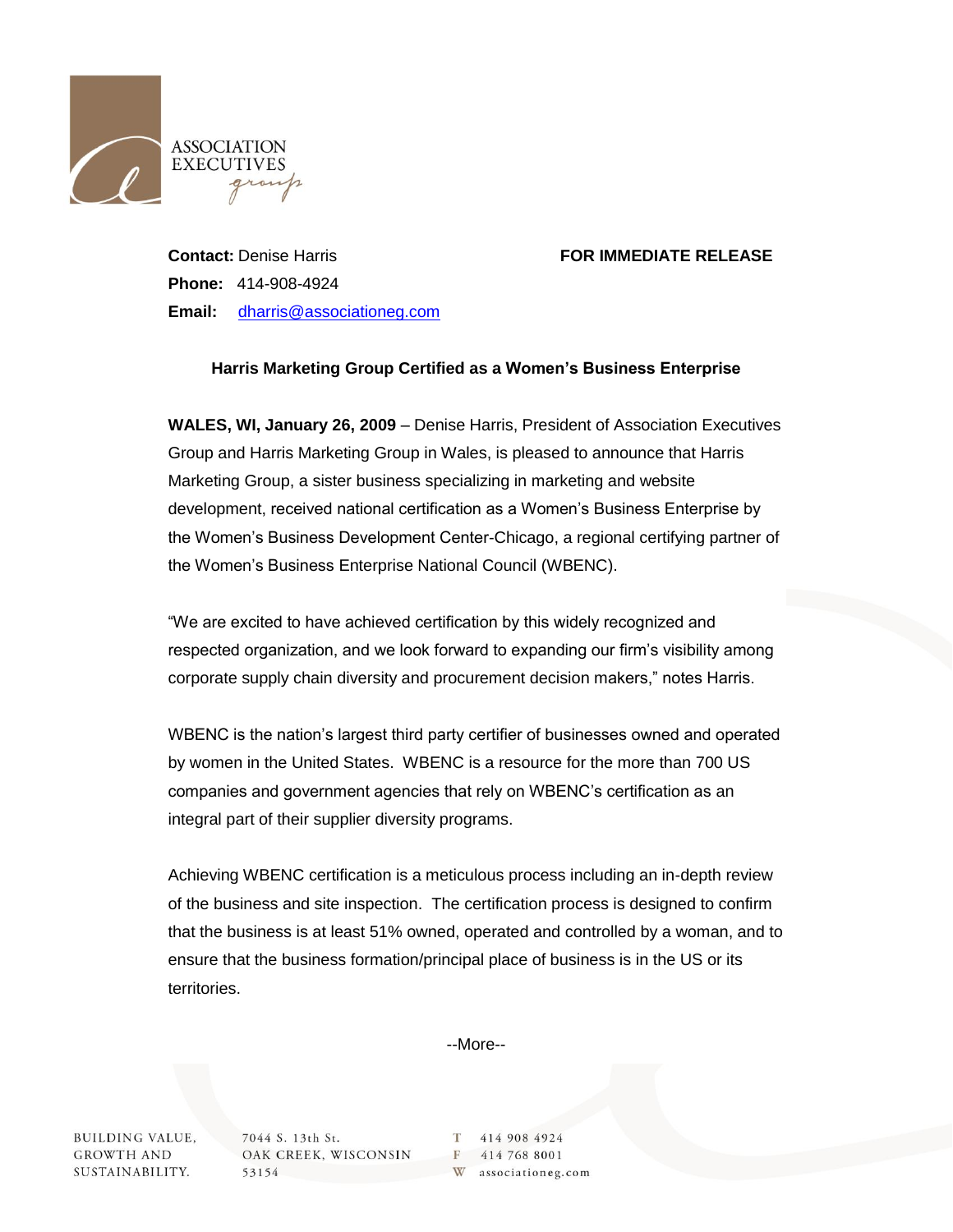ASSOCIATION EXECUTIVES group

**Contact:** Denise Harris

**Phone:** 414-908-4924

**Email:** dharris@associationeg.com

**FOR IMMEDIATE RELEASE**

**Harris Marketing Group Certified as a Women's Business Enterprise**

**WALES, WI, January 26, 2009** – Denise Harris, President of Association Executives Group and Harris Marketing Group in Wales, is pleased to announce that Harris Marketing Group, a sister business specializing in marketing and website development, received national certification as a Women's Business Enterprise by the Women's Business Development Center-Chicago, a regional certifying partner of the Women's Business Enterprise National Council (WBENC).

"We are excited to have achieved certification by this widely recognized and respected organization, and we look forward to expanding our firm's visibility among corporate supply chain diversity and procurement decision makers," notes Harris.

WBENC is the nation's largest third party certifier of businesses owned and operated by women in the United States. WBENC is a resource for the more than 700 US companies and government agencies that rely on WBENC's certification as an integral part of their supplier diversity programs.

Achieving WBENC certification is a meticulous process including an in-depth review of the business and site inspection. The certification process is designed to confirm that the business is at least 51% owned, operated and controlled by a woman, and to ensure that the business formation/principal place of business is in the US or its territories.

--More--

BUILDING VALUE, GROWTH AND SUSTAINABILITY.

7044 S. 13th St.
OAK CREEK, WISCONSIN
53154

T 414 908 4924
F 414 768 8001
W associationeg.com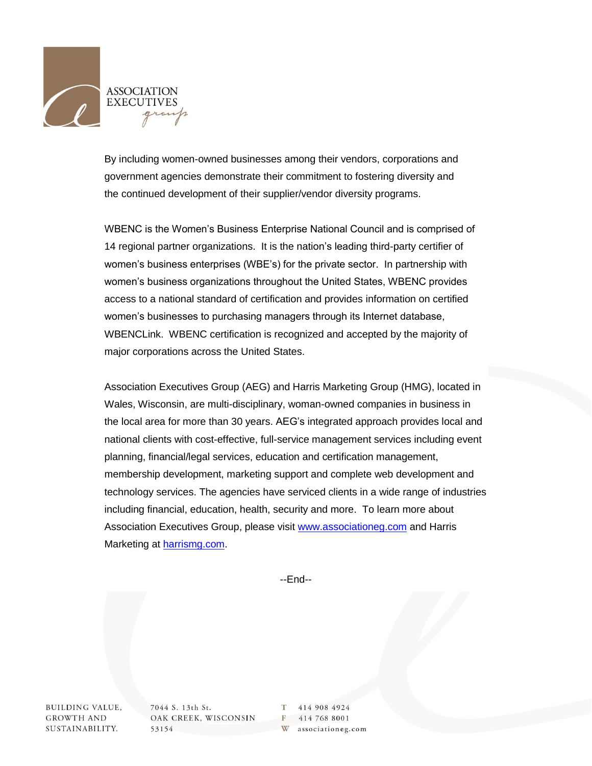By including women-owned businesses among their vendors, corporations and government agencies demonstrate their commitment to fostering diversity and the continued development of their supplier/vendor diversity programs.

WBENC is the Women's Business Enterprise National Council and is comprised of 14 regional partner organizations. It is the nation's leading third-party certifier of women's business enterprises (WBE's) for the private sector. In partnership with women's business organizations throughout the United States, WBENC provides access to a national standard of certification and provides information on certified women's businesses to purchasing managers through its Internet database, WBENCLink. WBENC certification is recognized and accepted by the majority of major corporations across the United States.

Association Executives Group (AEG) and Harris Marketing Group (HMG), located in Wales, Wisconsin, are multi-disciplinary, woman-owned companies in business in the local area for more than 30 years. AEG's integrated approach provides local and national clients with cost-effective, full-service management services including event planning, financial/legal services, education and certification management, membership development, marketing support and complete web development and technology services. The agencies have serviced clients in a wide range of industries including financial, education, health, security and more. To learn more about Association Executives Group, please visit [www.associationeg.com](http://www.associationeg.com) and Harris Marketing at [harrismg.com](http://harrismg.com).

--End--